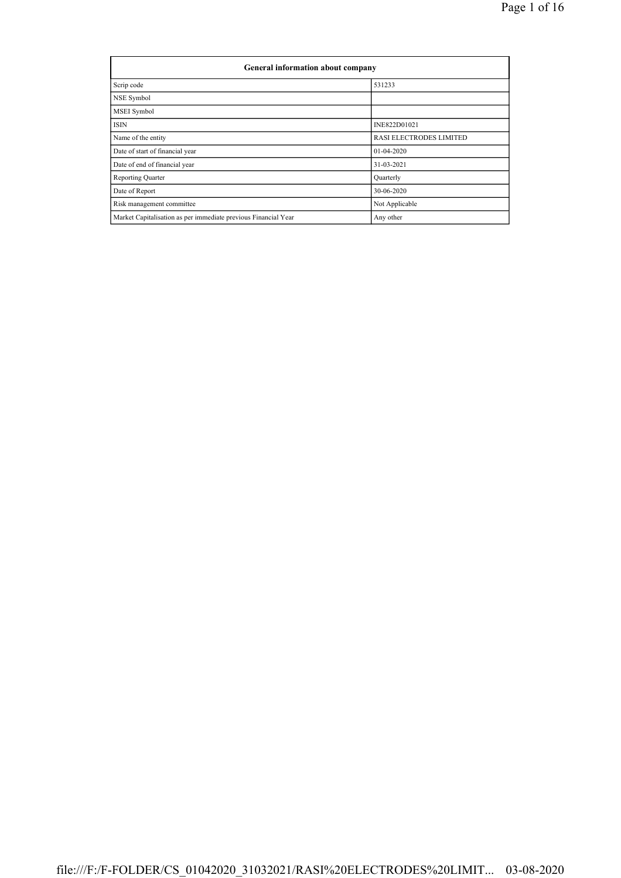| General information about company | |
|---|---|
| Scrip code | 531233 |
| NSE Symbol | |
| MSEI Symbol | |
| ISIN | INE822D01021 |
| Name of the entity | RASI ELECTRODES LIMITED |
| Date of start of financial year | 01-04-2020 |
| Date of end of financial year | 31-03-2021 |
| Reporting Quarter | Quarterly |
| Date of Report | 30-06-2020 |
| Risk management committee | Not Applicable |
| Market Capitalisation as per immediate previous Financial Year | Any other |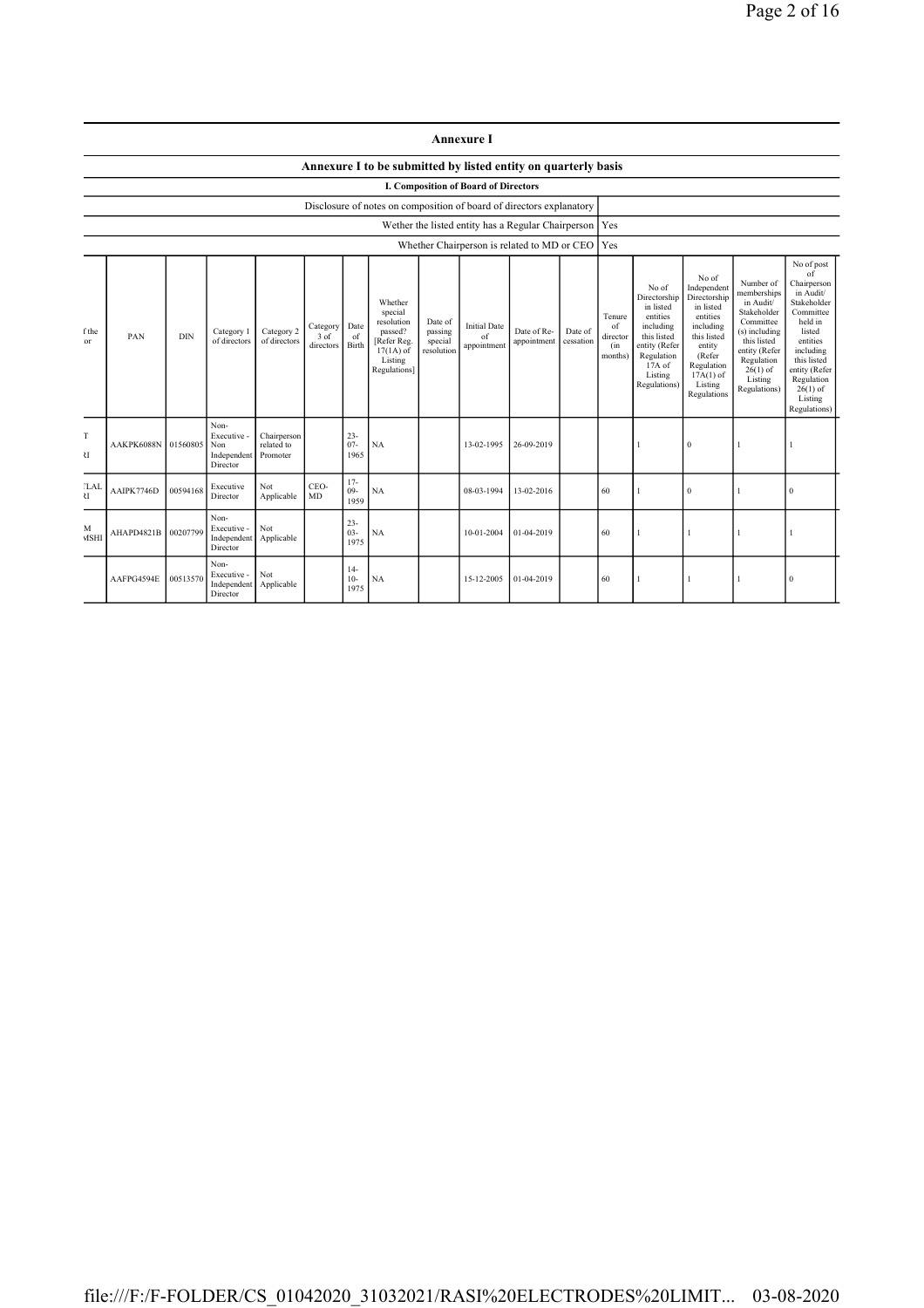# Annexure I

## Annexure I to be submitted by listed entity on quarterly basis

### I. Composition of Board of Directors

| Disclosure of notes on composition of board of directors explanatory | |
|---|---|
| Wether the listed entity has a Regular Chairperson | Yes |
| Whether Chairperson is related to MD or CEO | Yes |

| f the or | PAN | DIN | Category 1 of directors | Category 2 of directors | Category 3 of directors | Date of Birth | Whether special resolution passed? [Refer Reg. 17(1A) of Listing Regulations] | Date of passing special resolution | Initial Date of appointment | Date of Re-appointment | Date of cessation | Tenure of director (in months) | No of Directorship in listed entities including this listed entity (Refer Regulation 17A of Listing Regulations) | No of Independent Directorship in listed entities including this listed entity (Refer Regulation 17A(1) of Listing Regulations | Number of memberships in Audit/ Stakeholder Committee (s) including this listed entity (Refer Regulation 26(1) of Listing Regulations) | No of post of Chairperson in Audit/ Stakeholder Committee held in listed entities including this listed entity (Refer Regulation 26(1) of Listing Regulations) |
|---|---|---|---|---|---|---|---|---|---|---|---|---|---|---|---|---|
| T<br>RI | AAKPK6088N | 01560805 | Non-Executive - Non Independent Director | Chairperson related to Promoter | | 23-07-1965 | NA | | 13-02-1995 | 26-09-2019 | | | 1 | 0 | 1 | 1 |
| TLAL<br>RI | AAIPK7746D | 00594168 | Executive Director | Not Applicable | CEO-MD | 17-09-1959 | NA | | 08-03-1994 | 13-02-2016 | | 60 | 1 | 0 | 1 | 0 |
| M<br>MSHI | AHAPD4821B | 00207799 | Non-Executive - Independent Director | Not Applicable | | 23-03-1975 | NA | | 10-01-2004 | 01-04-2019 | | 60 | 1 | 1 | 1 | 1 |
| | AAFPG4594E | 00513570 | Non-Executive - Independent Director | Not Applicable | | 14-10-1975 | NA | | 15-12-2005 | 01-04-2019 | | 60 | 1 | 1 | 1 | 0 |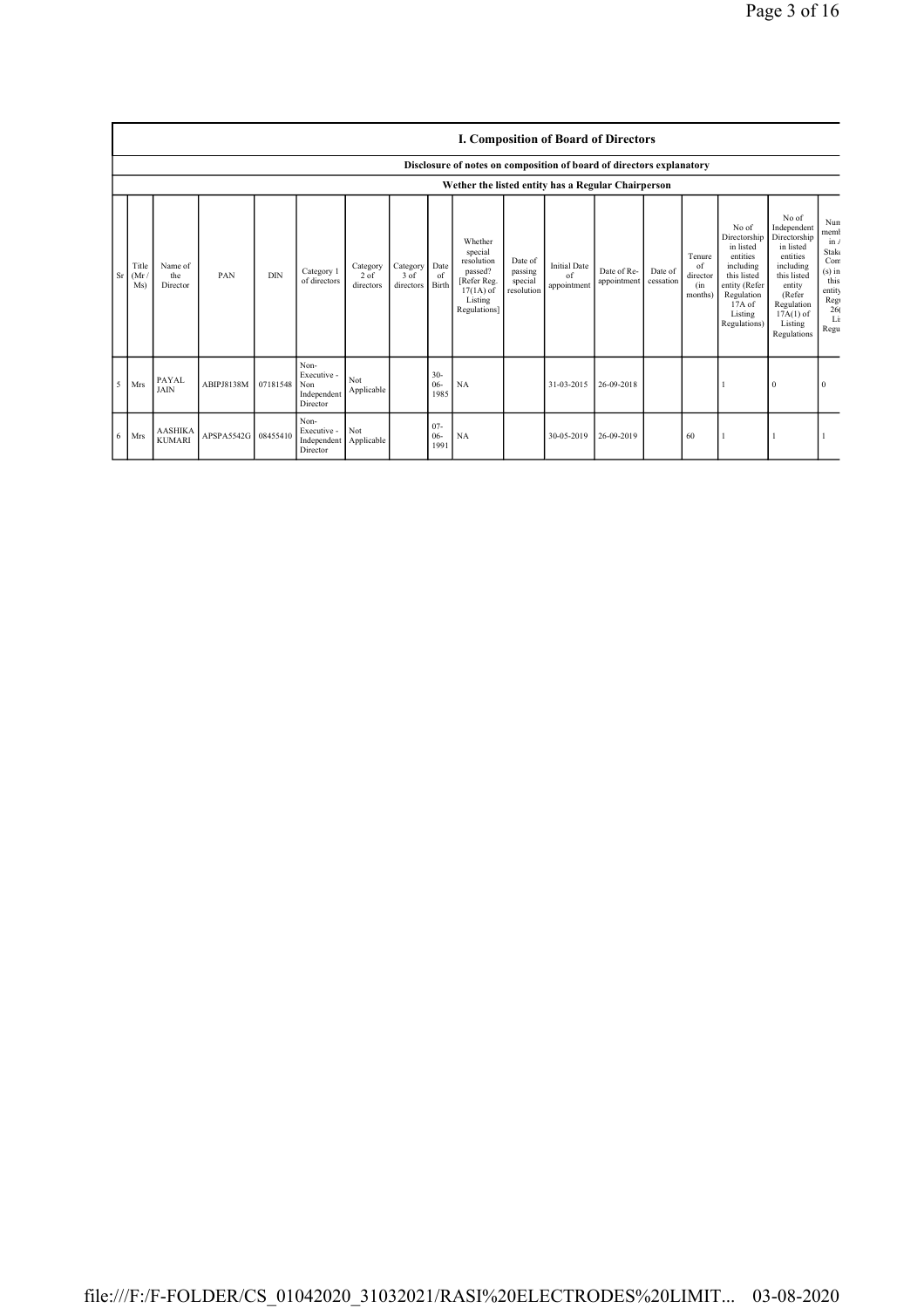## I. Composition of Board of Directors

### Disclosure of notes on composition of board of directors explanatory

### Wether the listed entity has a Regular Chairperson

| Sr | Title (Mr / Ms) | Name of the Director | PAN | DIN | Category 1 of directors | Category 2 of directors | Category 3 of directors | Date of Birth | Whether special resolution passed? [Refer Reg. 17(1A) of Listing Regulations] | Date of passing special resolution | Initial Date of appointment | Date of Re-appointment | Date of cessation | Tenure of director (in months) | No of Directorship in listed entities including this listed entity (Refer Regulation 17A of Listing Regulations) | No of Independent Directorship in listed entities including this listed entity (Refer Regulation 17A(1) of Listing Regulations | Num memb in A Stake Com (s) in this entity Regu 26( Li Regu |
|---|---|---|---|---|---|---|---|---|---|---|---|---|---|---|---|---|---|
| 5 | Mrs | PAYAL JAIN | ABIPJ8138M | 07181548 | Non-Executive - Non Independent Director | Not Applicable | | 30-06-1985 | NA | | 31-03-2015 | 26-09-2018 | | | 1 | 0 | 0 |
| 6 | Mrs | AASHIKA KUMARI | APSPA5542G | 08455410 | Non-Executive - Independent Director | Not Applicable | | 07-06-1991 | NA | | 30-05-2019 | 26-09-2019 | | 60 | 1 | 1 | 1 |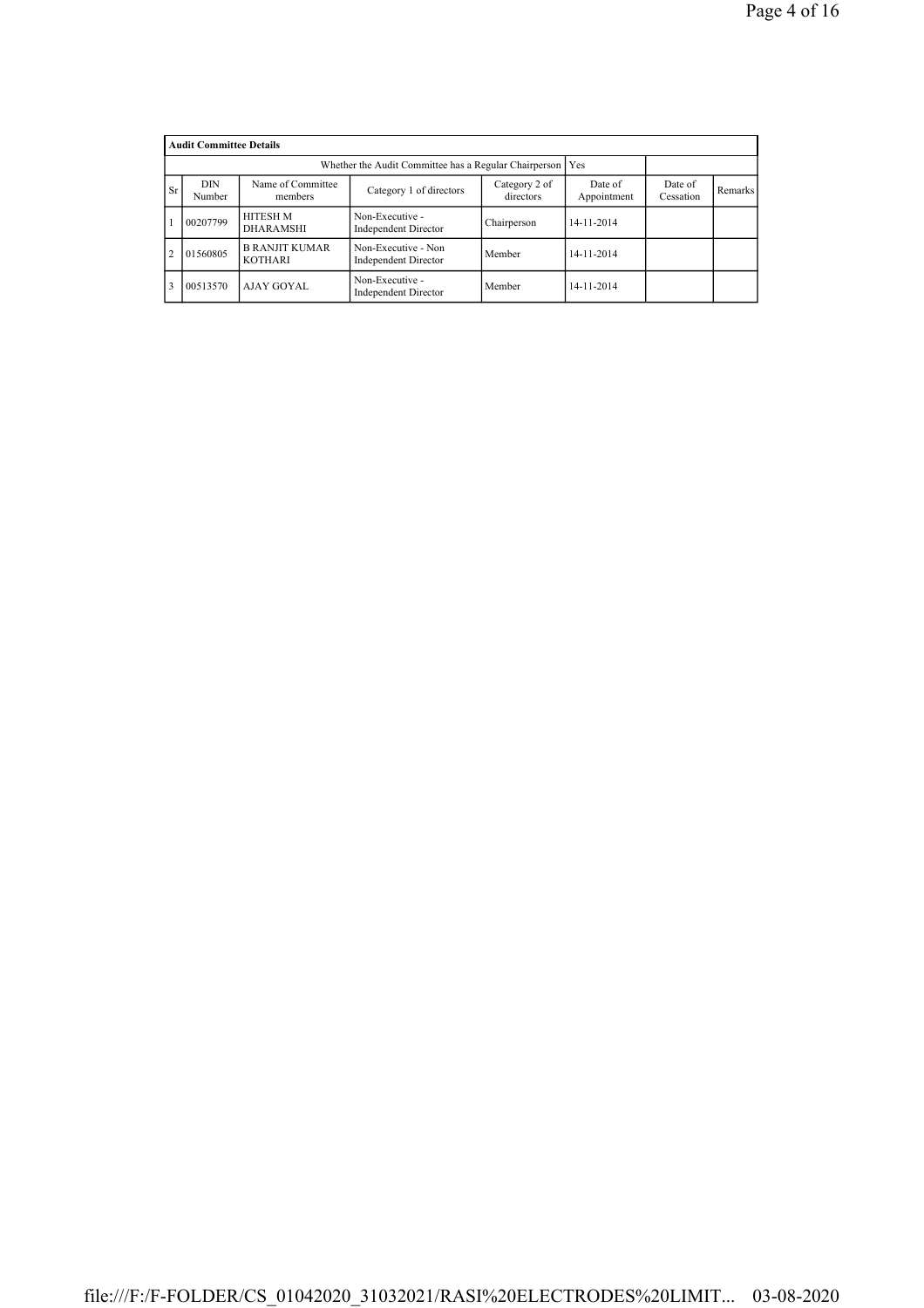**Audit Committee Details**

| | | | Whether the Audit Committee has a Regular Chairperson | | Yes | | |
|---|---|---|---|---|---|---|---|
| Sr | DIN Number | Name of Committee members | Category 1 of directors | Category 2 of directors | Date of Appointment | Date of Cessation | Remarks |
| 1 | 00207799 | HITESH M DHARAMSHI | Non-Executive - Independent Director | Chairperson | 14-11-2014 | | |
| 2 | 01560805 | B RANJIT KUMAR KOTHARI | Non-Executive - Non Independent Director | Member | 14-11-2014 | | |
| 3 | 00513570 | AJAY GOYAL | Non-Executive - Independent Director | Member | 14-11-2014 | | |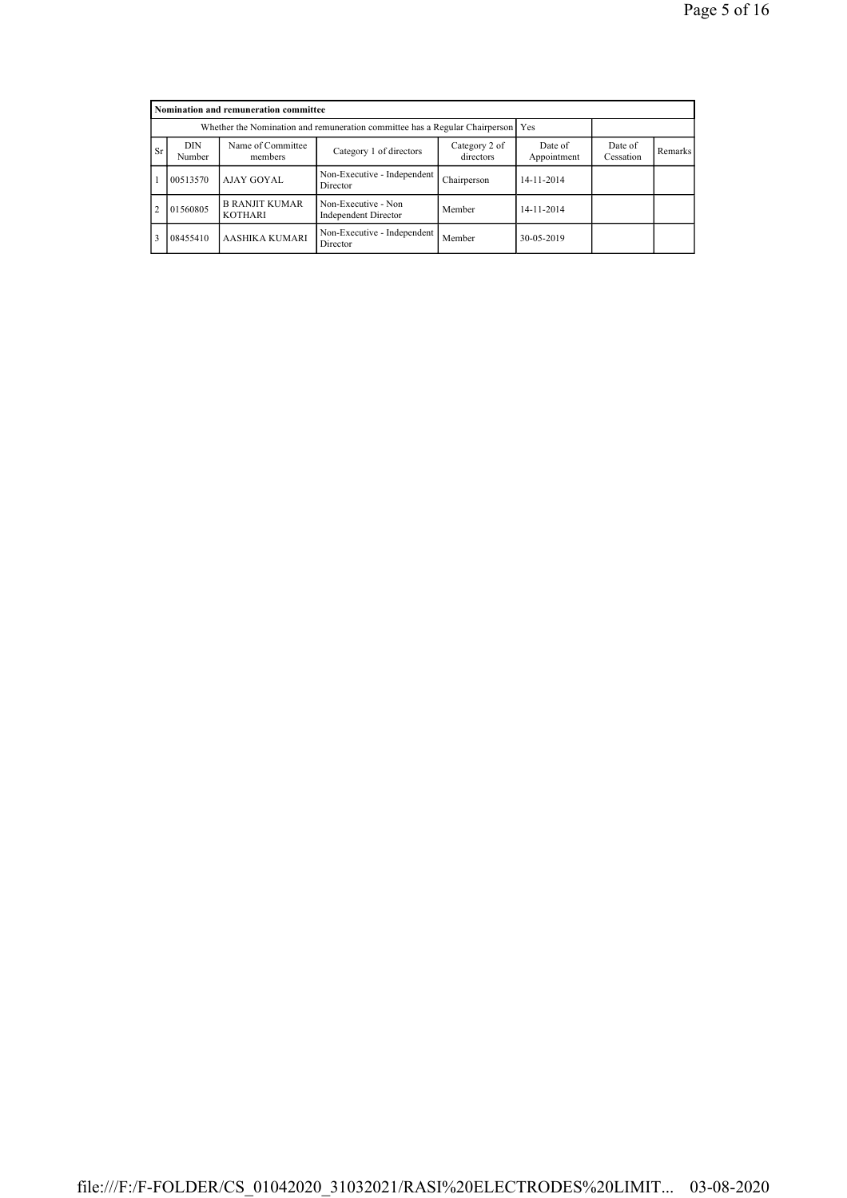| Nomination and remuneration committee | | | | | | | |
|---|---|---|---|---|---|---|---|
| Whether the Nomination and remuneration committee has a Regular Chairperson | | | | | Yes | | |
| Sr | DIN Number | Name of Committee members | Category 1 of directors | Category 2 of directors | Date of Appointment | Date of Cessation | Remarks |
| 1 | 00513570 | AJAY GOYAL | Non-Executive - Independent Director | Chairperson | 14-11-2014 | | |
| 2 | 01560805 | B RANJIT KUMAR KOTHARI | Non-Executive - Non Independent Director | Member | 14-11-2014 | | |
| 3 | 08455410 | AASHIKA KUMARI | Non-Executive - Independent Director | Member | 30-05-2019 | | |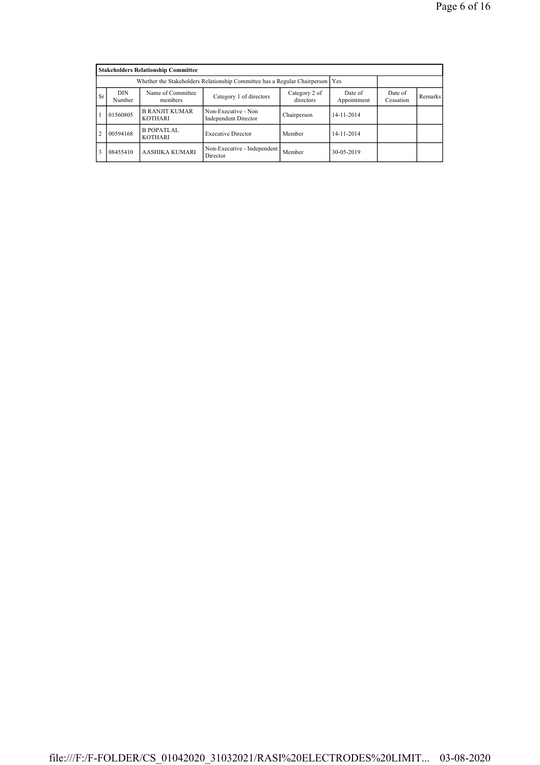| Stakeholders Relationship Committee | | | | | | | |
|---|---|---|---|---|---|---|---|
| Whether the Stakeholders Relationship Committee has a Regular Chairperson | | | | | Yes | | |
| Sr | DIN Number | Name of Committee members | Category 1 of directors | Category 2 of directors | Date of Appointment | Date of Cessation | Remarks |
| 1 | 01560805 | B RANJIT KUMAR KOTHARI | Non-Executive - Non Independent Director | Chairperson | 14-11-2014 | | |
| 2 | 00594168 | B POPATLAL KOTHARI | Executive Director | Member | 14-11-2014 | | |
| 3 | 08455410 | AASHIKA KUMARI | Non-Executive - Independent Director | Member | 30-05-2019 | | |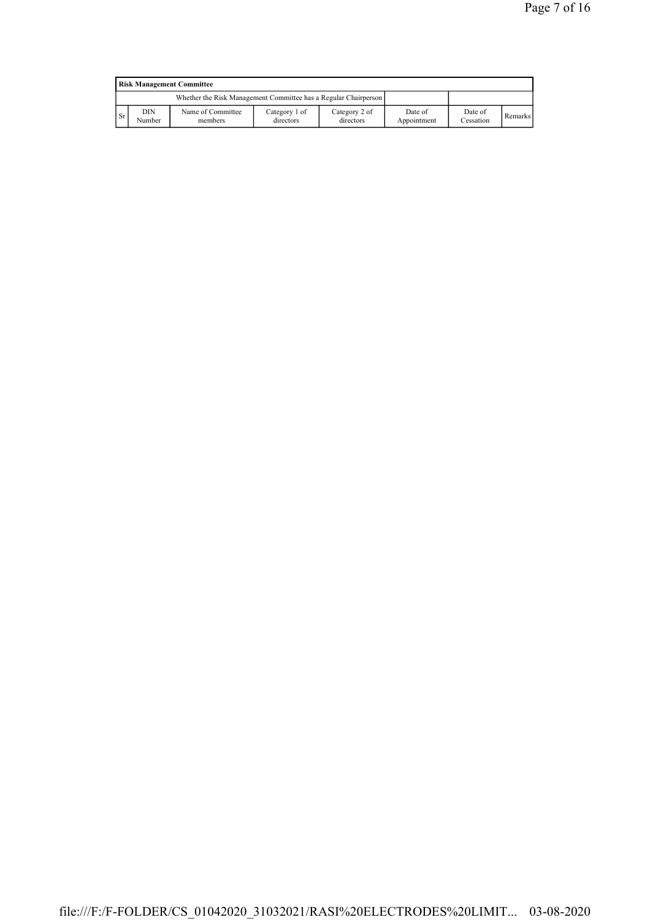| Risk Management Committee | | | | | | | |
|---|---|---|---|---|---|---|---|
| Whether the Risk Management Committee has a Regular Chairperson | | | | | | | |
| Sr | DIN Number | Name of Committee members | Category 1 of directors | Category 2 of directors | Date of Appointment | Date of Cessation | Remarks |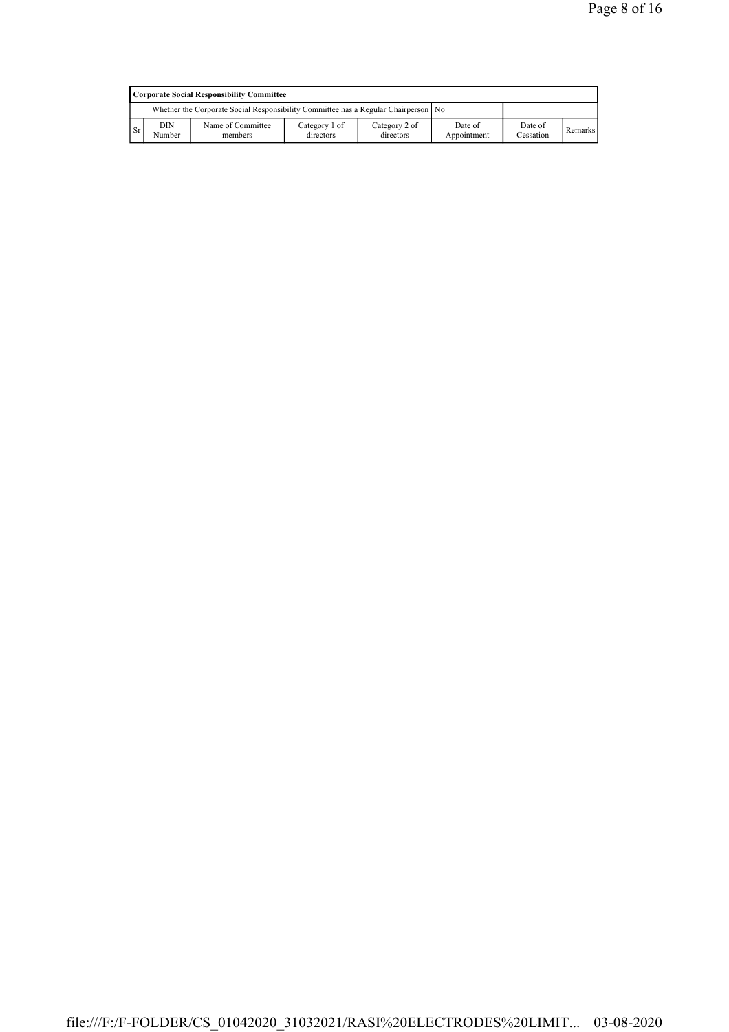| Corporate Social Responsibility Committee | | | | | | | |
|---|---|---|---|---|---|---|---|
| Whether the Corporate Social Responsibility Committee has a Regular Chairperson | | | | | No | | |
| Sr | DIN Number | Name of Committee members | Category 1 of directors | Category 2 of directors | Date of Appointment | Date of Cessation | Remarks |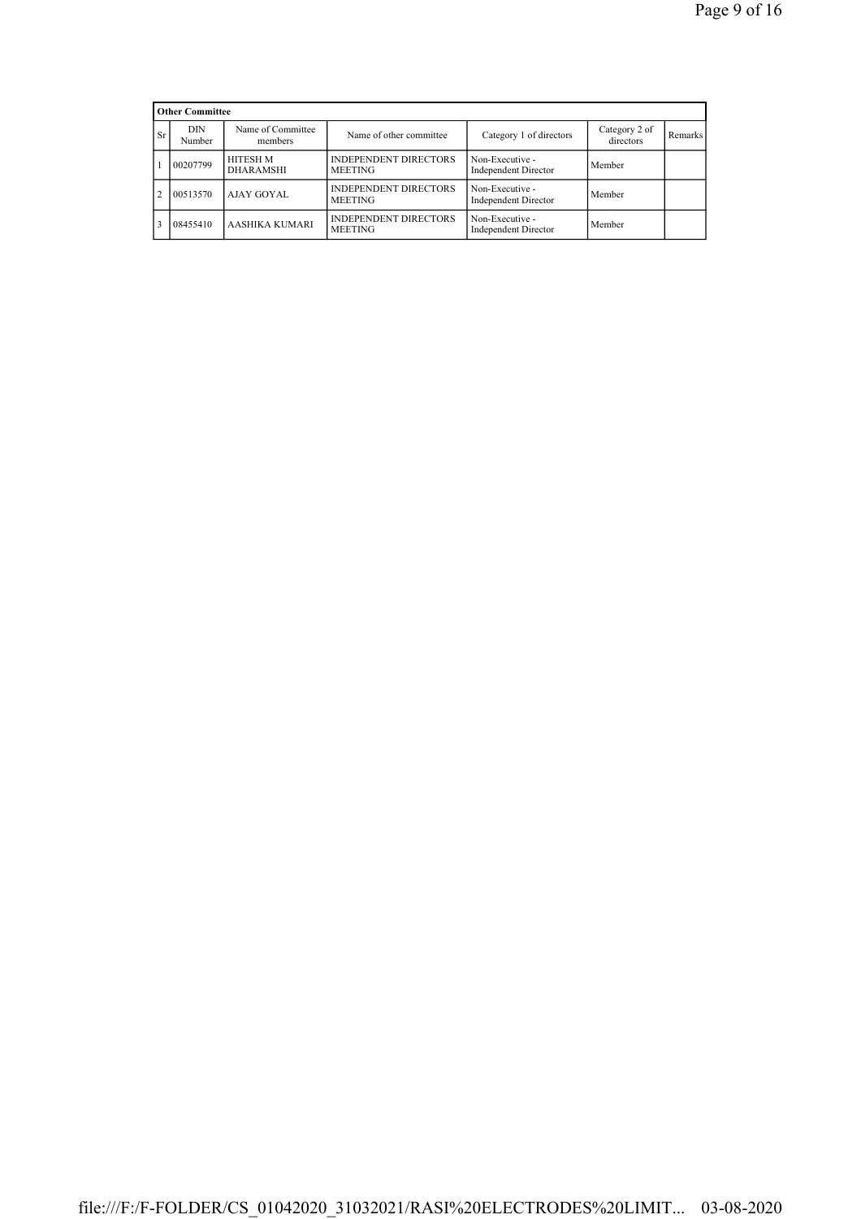| Other Committee | | | | | | |
|---|---|---|---|---|---|---|
| Sr | DIN Number | Name of Committee members | Name of other committee | Category 1 of directors | Category 2 of directors | Remarks |
| 1 | 00207799 | HITESH M DHARAMSHI | INDEPENDENT DIRECTORS MEETING | Non-Executive - Independent Director | Member | |
| 2 | 00513570 | AJAY GOYAL | INDEPENDENT DIRECTORS MEETING | Non-Executive - Independent Director | Member | |
| 3 | 08455410 | AASHIKA KUMARI | INDEPENDENT DIRECTORS MEETING | Non-Executive - Independent Director | Member | |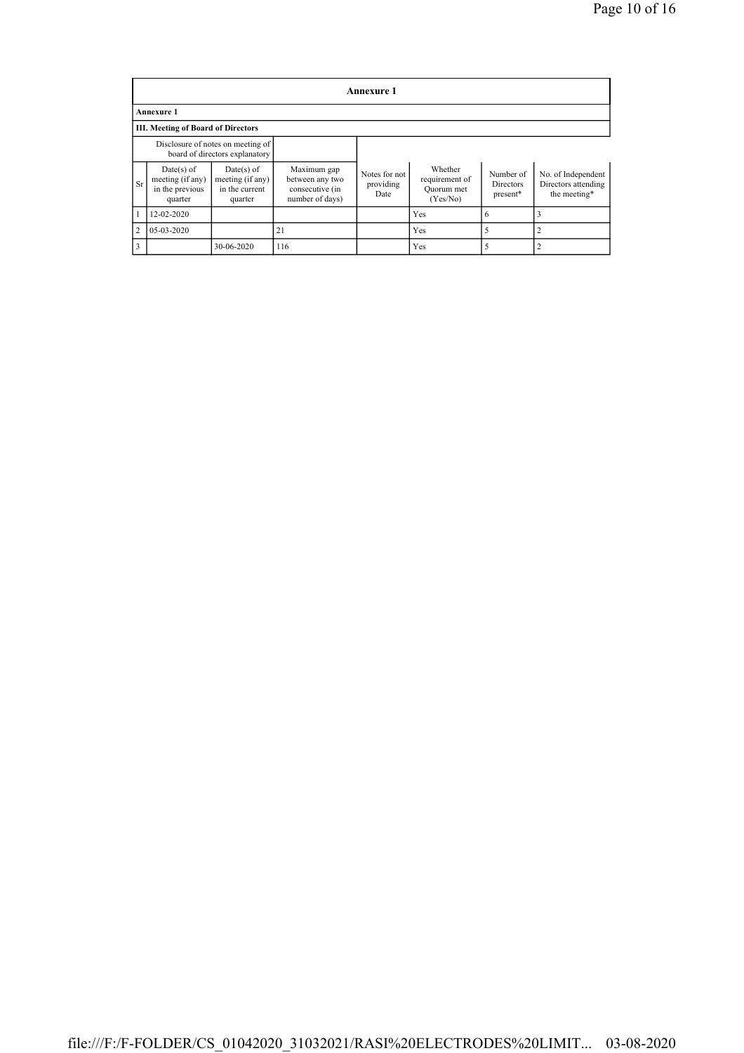| Annexure 1 | | | | | | | |
|---|---|---|---|---|---|---|---|
| **Annexure 1** | | | | | | | |
| **III. Meeting of Board of Directors** | | | | | | | |
| Disclosure of notes on meeting of board of directors explanatory | | | | | | | |
| Sr | Date(s) of meeting (if any) in the previous quarter | Date(s) of meeting (if any) in the current quarter | Maximum gap between any two consecutive (in number of days) | Notes for not providing Date | Whether requirement of Quorum met (Yes/No) | Number of Directors present* | No. of Independent Directors attending the meeting* |
| 1 | 12-02-2020 | | | | Yes | 6 | 3 |
| 2 | 05-03-2020 | | 21 | | Yes | 5 | 2 |
| 3 | | 30-06-2020 | 116 | | Yes | 5 | 2 |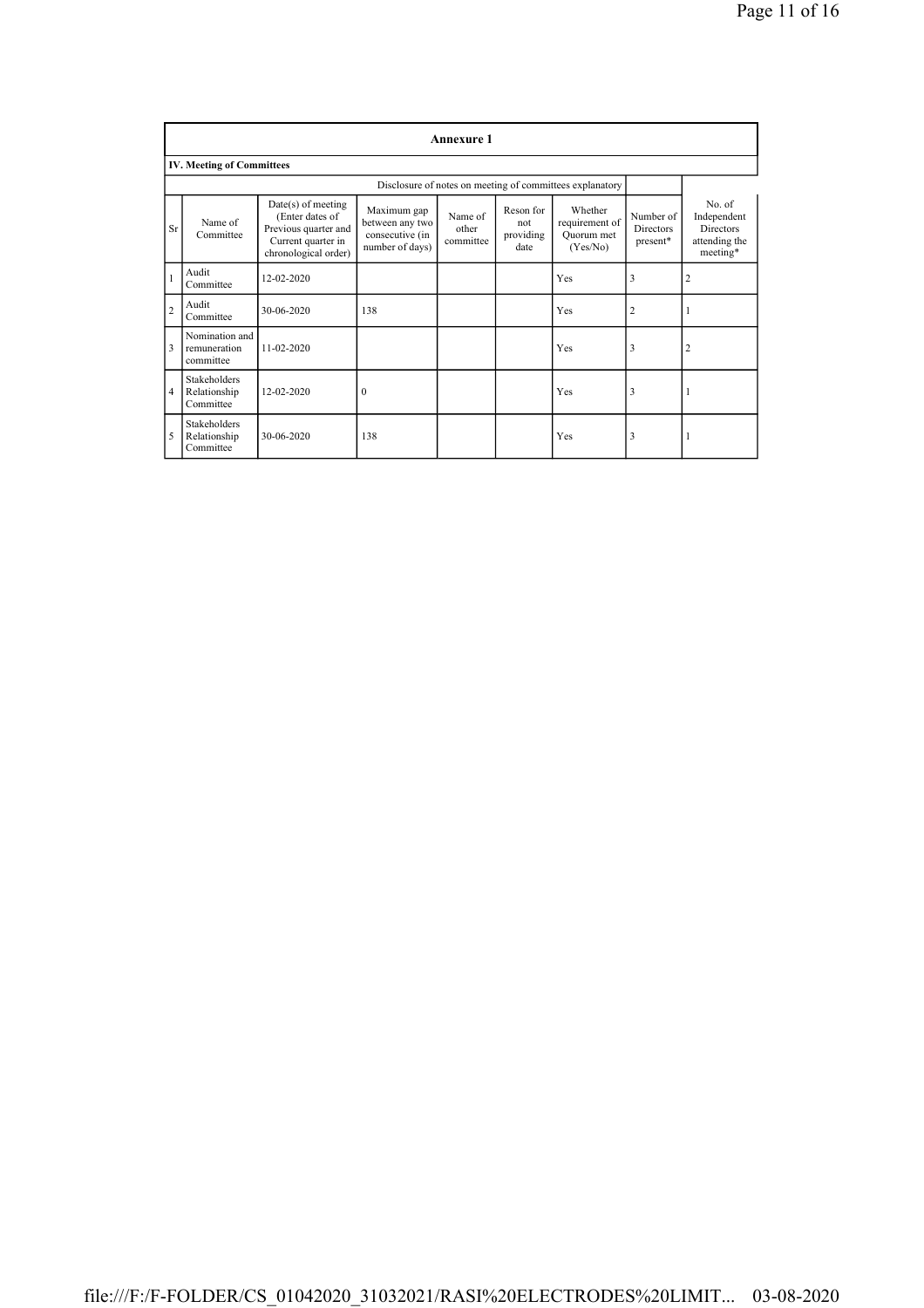| Annexure 1 | | | | | | | | |
|---|---|---|---|---|---|---|---|---|
| **IV. Meeting of Committees** | | | | | | | | |
| Disclosure of notes on meeting of committees explanatory | | | | | | | | |
| Sr | Name of Committee | Date(s) of meeting (Enter dates of Previous quarter and Current quarter in chronological order) | Maximum gap between any two consecutive (in number of days) | Name of other committee | Reson for not providing date | Whether requirement of Quorum met (Yes/No) | Number of Directors present* | No. of Independent Directors attending the meeting* |
| 1 | Audit Committee | 12-02-2020 | | | | Yes | 3 | 2 |
| 2 | Audit Committee | 30-06-2020 | 138 | | | Yes | 2 | 1 |
| 3 | Nomination and remuneration committee | 11-02-2020 | | | | Yes | 3 | 2 |
| 4 | Stakeholders Relationship Committee | 12-02-2020 | 0 | | | Yes | 3 | 1 |
| 5 | Stakeholders Relationship Committee | 30-06-2020 | 138 | | | Yes | 3 | 1 |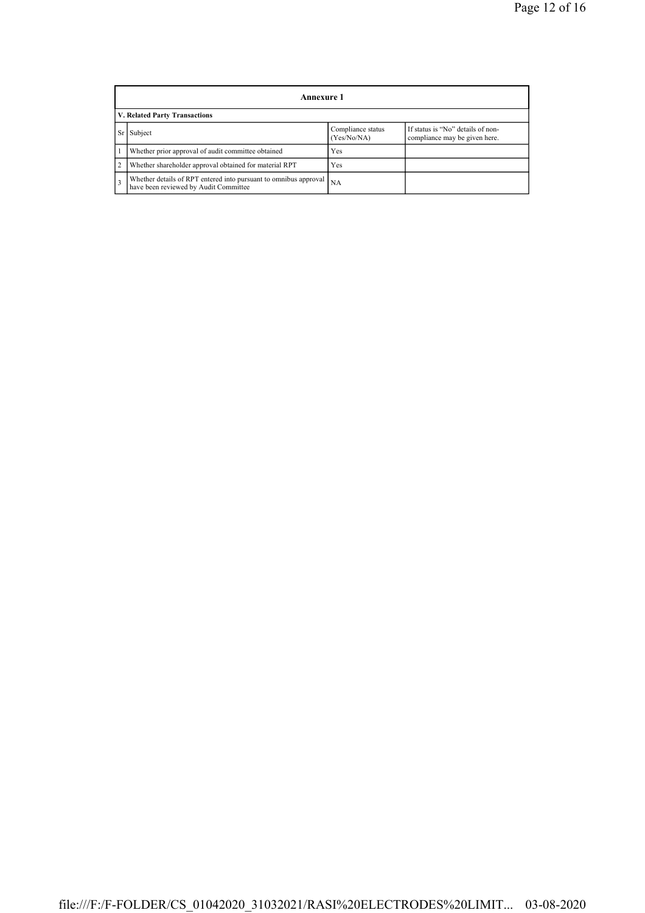## Annexure 1

### V. Related Party Transactions

| Sr | Subject | Compliance status (Yes/No/NA) | If status is "No" details of non-compliance may be given here. |
|---|---|---|---|
| 1 | Whether prior approval of audit committee obtained | Yes | |
| 2 | Whether shareholder approval obtained for material RPT | Yes | |
| 3 | Whether details of RPT entered into pursuant to omnibus approval have been reviewed by Audit Committee | NA | |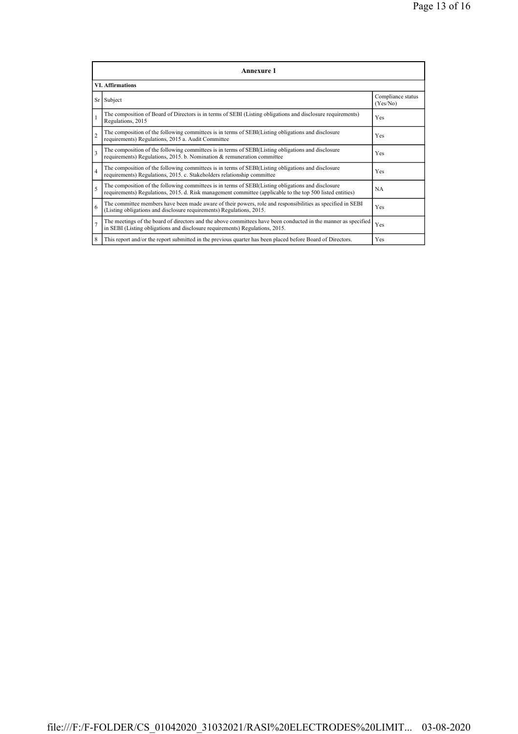## Annexure 1

### VI. Affirmations

| Sr | Subject | Compliance status (Yes/No) |
|---|---|---|
| 1 | The composition of Board of Directors is in terms of SEBI (Listing obligations and disclosure requirements) Regulations, 2015 | Yes |
| 2 | The composition of the following committees is in terms of SEBI(Listing obligations and disclosure requirements) Regulations, 2015 a. Audit Committee | Yes |
| 3 | The composition of the following committees is in terms of SEBI(Listing obligations and disclosure requirements) Regulations, 2015. b. Nomination & remuneration committee | Yes |
| 4 | The composition of the following committees is in terms of SEBI(Listing obligations and disclosure requirements) Regulations, 2015. c. Stakeholders relationship committee | Yes |
| 5 | The composition of the following committees is in terms of SEBI(Listing obligations and disclosure requirements) Regulations, 2015. d. Risk management committee (applicable to the top 500 listed entities) | NA |
| 6 | The committee members have been made aware of their powers, role and responsibilities as specified in SEBI (Listing obligations and disclosure requirements) Regulations, 2015. | Yes |
| 7 | The meetings of the board of directors and the above committees have been conducted in the manner as specified in SEBI (Listing obligations and disclosure requirements) Regulations, 2015. | Yes |
| 8 | This report and/or the report submitted in the previous quarter has been placed before Board of Directors. | Yes |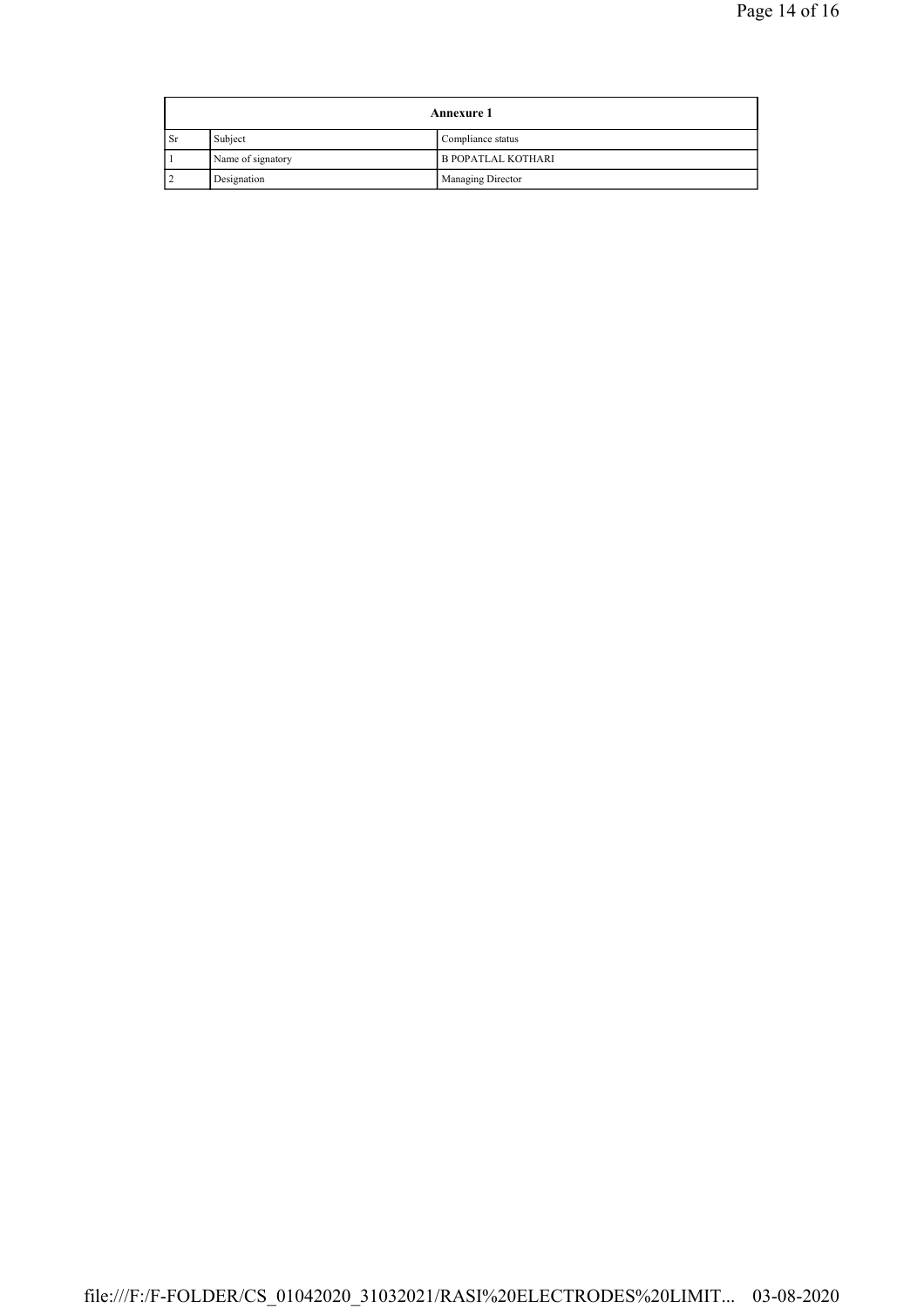| Annexure 1 | | |
|---|---|---|
| Sr | Subject | Compliance status |
| 1 | Name of signatory | B POPATLAL KOTHARI |
| 2 | Designation | Managing Director |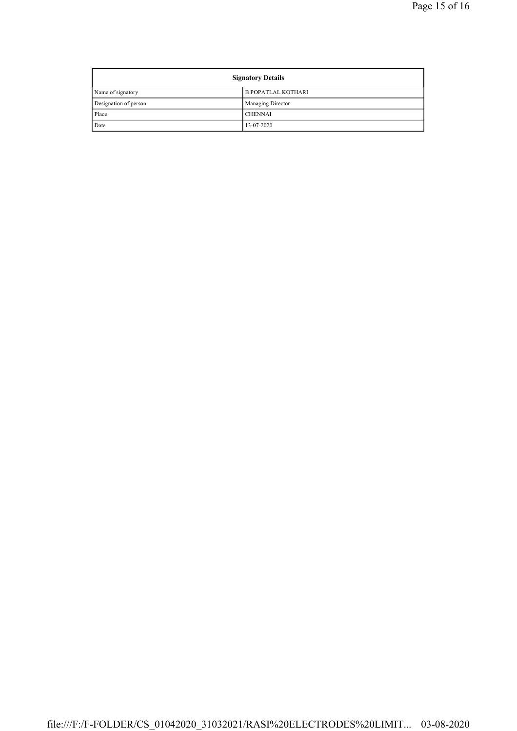| Signatory Details | |
| --- | --- |
| Name of signatory | B POPATLAL KOTHARI |
| Designation of person | Managing Director |
| Place | CHENNAI |
| Date | 13-07-2020 |